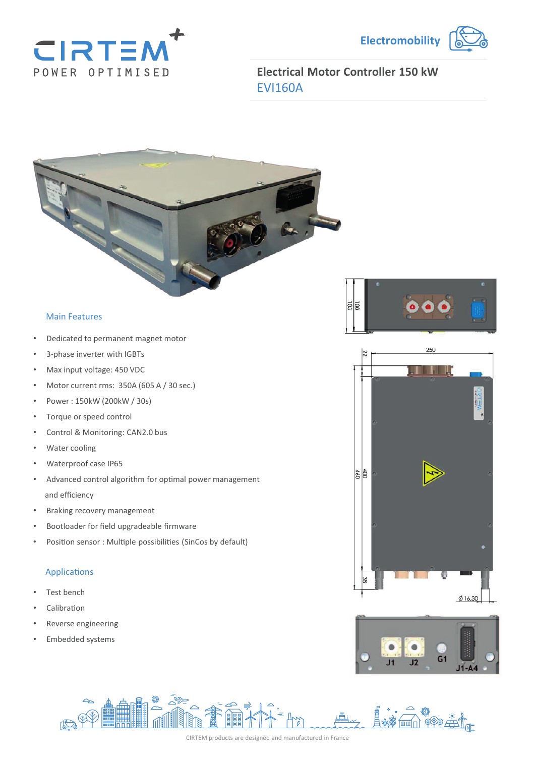CIRTEM POWER OPTIMISED

Electromobility

# Electrical Motor Controller 150 kW

## EVI160A

### Main Features

- Dedicated to permanent magnet motor
- 3-phase inverter with IGBTs
- Max input voltage: 450 VDC
- Motor current rms: 350A (605 A / 30 sec.)
- Power : 150kW (200kW / 30s)
- Torque or speed control
- Control & Monitoring: CAN2.0 bus
- Water cooling
- Waterproof case IP65
- Advanced control algorithm for optimal power management and efficiency
- Braking recovery management
- Bootloader for field upgradeable firmware
- Position sensor : Multiple possibilities (SinCos by default)

### Applications

- Test bench
- Calibration
- Reverse engineering
- Embedded systems

CIRTEM products are designed and manufactured in France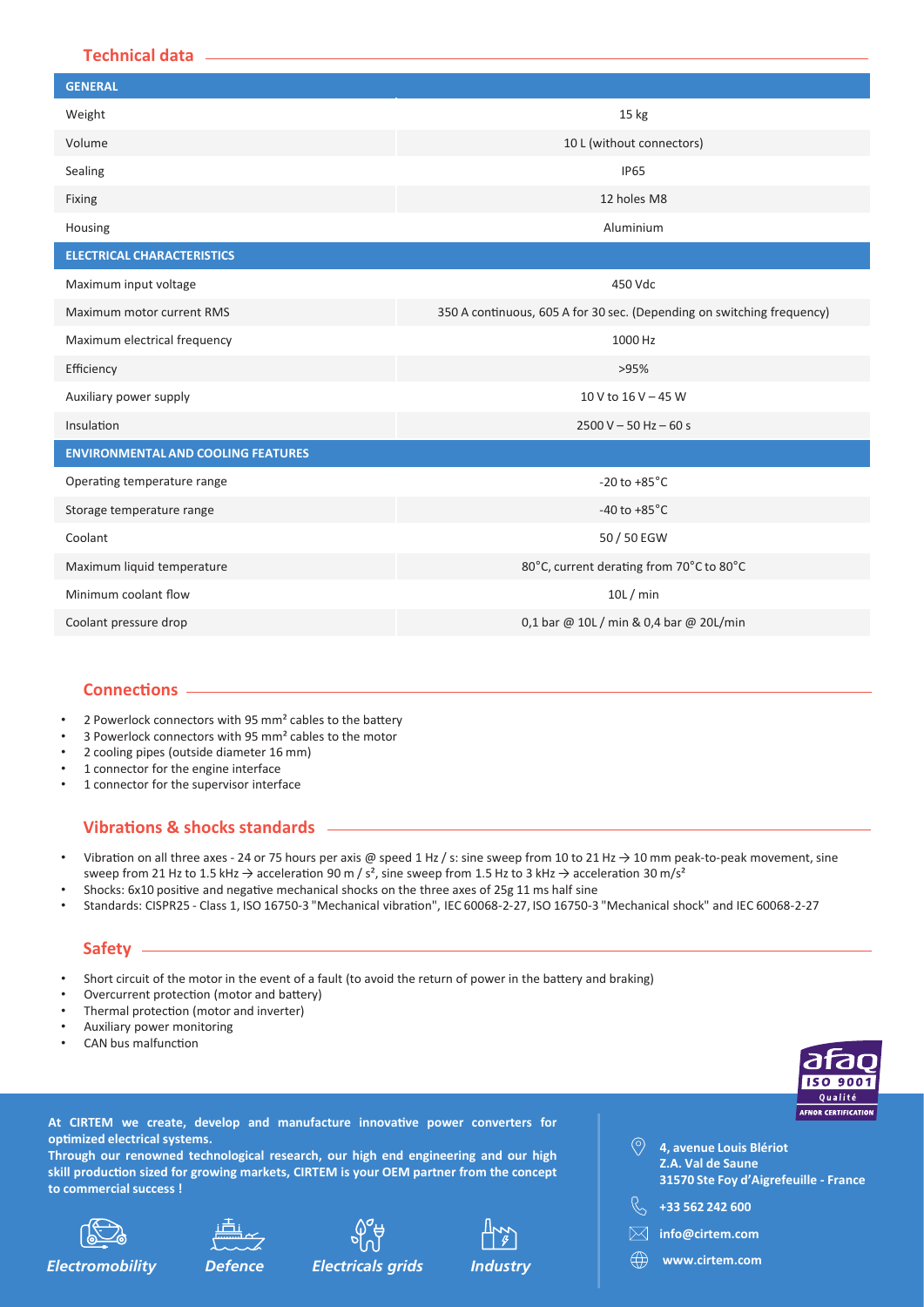## Technical data

| | |
|---|---|
| **GENERAL** | |
| Weight | 15 kg |
| Volume | 10 L (without connectors) |
| Sealing | IP65 |
| Fixing | 12 holes M8 |
| Housing | Aluminium |
| **ELECTRICAL CHARACTERISTICS** | |
| Maximum input voltage | 450 Vdc |
| Maximum motor current RMS | 350 A continuous, 605 A for 30 sec. (Depending on switching frequency) |
| Maximum electrical frequency | 1000 Hz |
| Efficiency | >95% |
| Auxiliary power supply | 10 V to 16 V – 45 W |
| Insulation | 2500 V – 50 Hz – 60 s |
| **ENVIRONMENTAL AND COOLING FEATURES** | |
| Operating temperature range | -20 to +85°C |
| Storage temperature range | -40 to +85°C |
| Coolant | 50 / 50 EGW |
| Maximum liquid temperature | 80°C, current derating from 70°C to 80°C |
| Minimum coolant flow | 10L / min |
| Coolant pressure drop | 0,1 bar @ 10L / min & 0,4 bar @ 20L/min |

## Connections

- 2 Powerlock connectors with 95 mm² cables to the battery
- 3 Powerlock connectors with 95 mm² cables to the motor
- 2 cooling pipes (outside diameter 16 mm)
- 1 connector for the engine interface
- 1 connector for the supervisor interface

## Vibrations & shocks standards

- Vibration on all three axes - 24 or 75 hours per axis @ speed 1 Hz / s: sine sweep from 10 to 21 Hz → 10 mm peak-to-peak movement, sine sweep from 21 Hz to 1.5 kHz → acceleration 90 m / s², sine sweep from 1.5 Hz to 3 kHz → acceleration 30 m/s²
- Shocks: 6x10 positive and negative mechanical shocks on the three axes of 25g 11 ms half sine
- Standards: CISPR25 - Class 1, ISO 16750-3 "Mechanical vibration", IEC 60068-2-27, ISO 16750-3 "Mechanical shock" and IEC 60068-2-27

## Safety

- Short circuit of the motor in the event of a fault (to avoid the return of power in the battery and braking)
- Overcurrent protection (motor and battery)
- Thermal protection (motor and inverter)
- Auxiliary power monitoring
- CAN bus malfunction

afaq ISO 9001 Qualité AFNOR CERTIFICATION

**At CIRTEM we create, develop and manufacture innovative power converters for optimized electrical systems.**
**Through our renowned technological research, our high end engineering and our high skill production sized for growing markets, CIRTEM is your OEM partner from the concept to commercial success !**

*Electromobility* *Defence* *Electricals grids* *Industry*

**4, avenue Louis Blériot**
**Z.A. Val de Saune**
**31570 Ste Foy d'Aigrefeuille - France**

**+33 562 242 600**

**info@cirtem.com**

**www.cirtem.com**